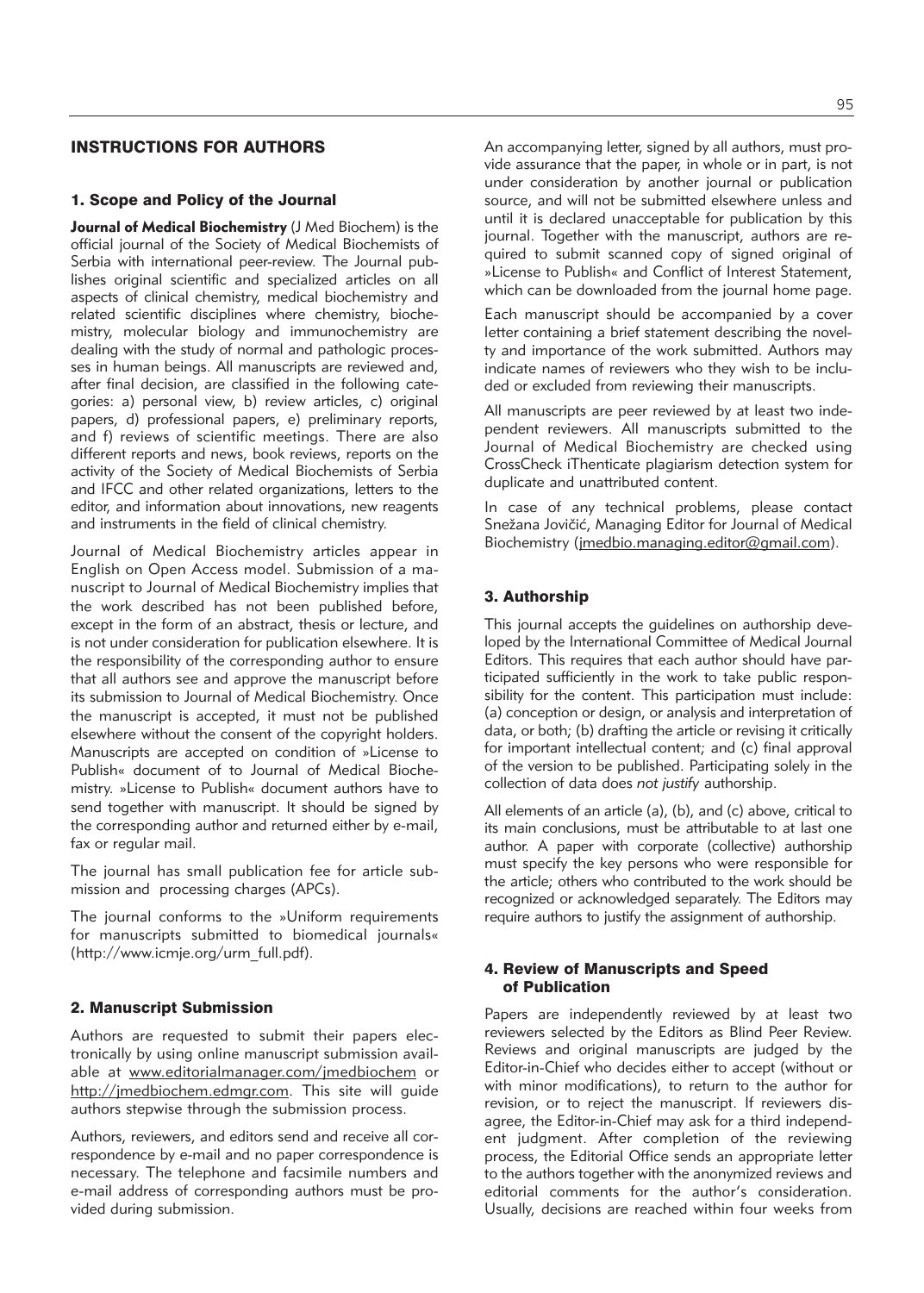# INSTRUCTIONS FOR AUTHORS

## 1. Scope and Policy of the Journal

**Journal of Medical Biochemistry** (J Med Biochem) is the official journal of the Society of Medical Biochemists of Serbia with international peer-review. The Journal publishes original scientific and specialized articles on all aspects of clinical chemistry, medical biochemistry and related scientific disciplines where chemistry, biochemistry, molecular biology and immunochemistry are dealing with the study of normal and pathologic processes in human beings. All manuscripts are reviewed and, after final decision, are classified in the following categories: a) personal view, b) review articles, c) original papers, d) professional papers, e) preliminary reports, and f) reviews of scientific meetings. There are also different reports and news, book reviews, reports on the activity of the Society of Medical Biochemists of Serbia and IFCC and other related organizations, letters to the editor, and information about innovations, new reagents and instruments in the field of clinical chemistry.

Journal of Medical Biochemistry articles appear in English on Open Access model. Submission of a manuscript to Journal of Medical Biochemistry implies that the work described has not been published before, except in the form of an abstract, thesis or lecture, and is not under consideration for publication elsewhere. It is the responsibility of the corresponding author to ensure that all authors see and approve the manuscript before its submission to Journal of Medical Biochemistry. Once the manuscript is accepted, it must not be published elsewhere without the consent of the copyright holders. Manuscripts are accepted on condition of »License to Publish« document of to Journal of Medical Biochemistry. »License to Publish« document authors have to send together with manuscript. It should be signed by the corresponding author and returned either by e-mail, fax or regular mail.

The journal has small publication fee for article submission and processing charges (APCs).

The journal conforms to the »Uniform requirements for manuscripts submitted to biomedical journals« (http://www.icmje.org/urm_full.pdf).

## 2. Manuscript Submission

Authors are requested to submit their papers electronically by using online manuscript submission available at www.editorialmanager.com/jmedbiochem or http://jmedbiochem.edmgr.com. This site will guide authors stepwise through the submission process.

Authors, reviewers, and editors send and receive all correspondence by e-mail and no paper correspondence is necessary. The telephone and facsimile numbers and e-mail address of corresponding authors must be provided during submission.

An accompanying letter, signed by all authors, must provide assurance that the paper, in whole or in part, is not under consideration by another journal or publication source, and will not be submitted elsewhere unless and until it is declared unacceptable for publication by this journal. Together with the manuscript, authors are required to submit scanned copy of signed original of »License to Publish« and Conflict of Interest Statement, which can be downloaded from the journal home page.

Each manuscript should be accompanied by a cover letter containing a brief statement describing the novelty and importance of the work submitted. Authors may indicate names of reviewers who they wish to be included or excluded from reviewing their manuscripts.

All manuscripts are peer reviewed by at least two independent reviewers. All manuscripts submitted to the Journal of Medical Biochemistry are checked using CrossCheck iThenticate plagiarism detection system for duplicate and unattributed content.

In case of any technical problems, please contact Snežana Jovičić, Managing Editor for Journal of Medical Biochemistry (jmedbio.managing.editor@gmail.com).

## 3. Authorship

This journal accepts the guidelines on authorship developed by the International Committee of Medical Journal Editors. This requires that each author should have participated sufficiently in the work to take public responsibility for the content. This participation must include: (a) conception or design, or analysis and interpretation of data, or both; (b) drafting the article or revising it critically for important intellectual content; and (c) final approval of the version to be published. Participating solely in the collection of data does *not justify* authorship.

All elements of an article (a), (b), and (c) above, critical to its main conclusions, must be attributable to at last one author. A paper with corporate (collective) authorship must specify the key persons who were responsible for the article; others who contributed to the work should be recognized or acknowledged separately. The Editors may require authors to justify the assignment of authorship.

## 4. Review of Manuscripts and Speed of Publication

Papers are independently reviewed by at least two reviewers selected by the Editors as Blind Peer Review. Reviews and original manuscripts are judged by the Editor-in-Chief who decides either to accept (without or with minor modifications), to return to the author for revision, or to reject the manuscript. If reviewers disagree, the Editor-in-Chief may ask for a third independent judgment. After completion of the reviewing process, the Editorial Office sends an appropriate letter to the authors together with the anonymized reviews and editorial comments for the author's consideration. Usually, decisions are reached within four weeks from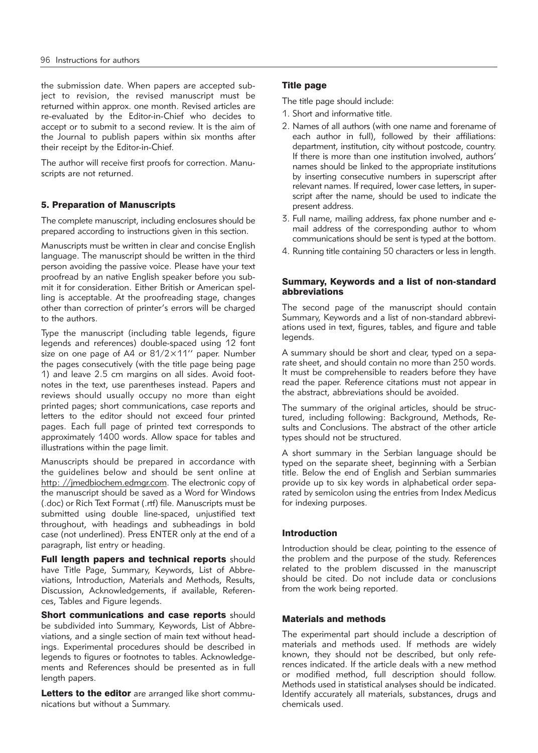the submission date. When papers are accepted subject to revision, the revised manuscript must be returned within approx. one month. Revised articles are re-evaluated by the Editor-in-Chief who decides to accept or to submit to a second review. It is the aim of the Journal to publish papers within six months after their receipt by the Editor-in-Chief.

The author will receive first proofs for correction. Manuscripts are not returned.

## 5. Preparation of Manuscripts

The complete manuscript, including enclosures should be prepared according to instructions given in this section.

Manuscripts must be written in clear and concise English language. The manuscript should be written in the third person avoiding the passive voice. Please have your text proofread by an native English speaker before you submit it for consideration. Either British or American spelling is acceptable. At the proofreading stage, changes other than correction of printer's errors will be charged to the authors.

Type the manuscript (including table legends, figure legends and references) double-spaced using 12 font size on one page of A4 or 81/2×11'' paper. Number the pages consecutively (with the title page being page 1) and leave 2.5 cm margins on all sides. Avoid footnotes in the text, use parentheses instead. Papers and reviews should usually occupy no more than eight printed pages; short communications, case reports and letters to the editor should not exceed four printed pages. Each full page of printed text corresponds to approximately 1400 words. Allow space for tables and illustrations within the page limit.

Manuscripts should be prepared in accordance with the guidelines below and should be sent online at http: //jmedbiochem.edmgr.com. The electronic copy of the manuscript should be saved as a Word for Windows (.doc) or Rich Text Format (.rtf) file. Manuscripts must be submitted using double line-spaced, unjustified text throughout, with headings and subheadings in bold case (not underlined). Press ENTER only at the end of a paragraph, list entry or heading.

**Full length papers and technical reports** should have Title Page, Summary, Keywords, List of Abbreviations, Introduction, Materials and Methods, Results, Discussion, Acknowledgements, if available, References, Tables and Figure legends.

**Short communications and case reports** should be subdivided into Summary, Keywords, List of Abbreviations, and a single section of main text without headings. Experimental procedures should be described in legends to figures or footnotes to tables. Acknowledgements and References should be presented as in full length papers.

**Letters to the editor** are arranged like short communications but without a Summary.

### Title page

The title page should include:

1. Short and informative title.
2. Names of all authors (with one name and forename of each author in full), followed by their affiliations: department, institution, city without postcode, country. If there is more than one institution involved, authors' names should be linked to the appropriate institutions by inserting consecutive numbers in superscript after relevant names. If required, lower case letters, in superscript after the name, should be used to indicate the present address.
3. Full name, mailing address, fax phone number and e-mail address of the corresponding author to whom communications should be sent is typed at the bottom.
4. Running title containing 50 characters or less in length.

### Summary, Keywords and a list of non-standard abbreviations

The second page of the manuscript should contain Summary, Keywords and a list of non-standard abbreviations used in text, figures, tables, and figure and table legends.

A summary should be short and clear, typed on a separate sheet, and should contain no more than 250 words. It must be comprehensible to readers before they have read the paper. Reference citations must not appear in the abstract, abbreviations should be avoided.

The summary of the original articles, should be structured, including following: Background, Methods, Results and Conclusions. The abstract of the other article types should not be structured.

A short summary in the Serbian language should be typed on the separate sheet, beginning with a Serbian title. Below the end of English and Serbian summaries provide up to six key words in alphabetical order separated by semicolon using the entries from Index Medicus for indexing purposes.

### Introduction

Introduction should be clear, pointing to the essence of the problem and the purpose of the study. References related to the problem discussed in the manuscript should be cited. Do not include data or conclusions from the work being reported.

### Materials and methods

The experimental part should include a description of materials and methods used. If methods are widely known, they should not be described, but only references indicated. If the article deals with a new method or modified method, full description should follow. Methods used in statistical analyses should be indicated. Identify accurately all materials, substances, drugs and chemicals used.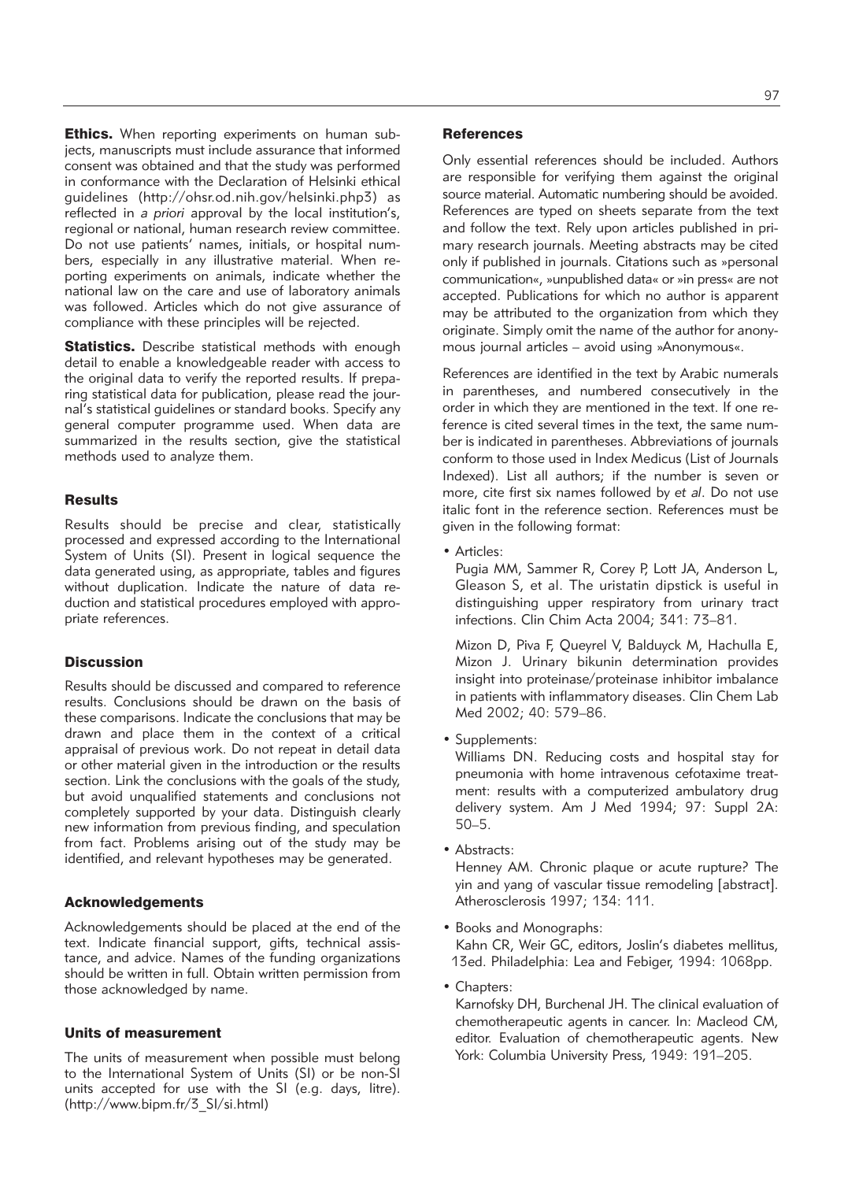**Ethics.** When reporting experiments on human subjects, manuscripts must include assurance that informed consent was obtained and that the study was performed in conformance with the Declaration of Helsinki ethical guidelines (http://ohsr.od.nih.gov/helsinki.php3) as reflected in *a priori* approval by the local institution's, regional or national, human research review committee. Do not use patients' names, initials, or hospital numbers, especially in any illustrative material. When reporting experiments on animals, indicate whether the national law on the care and use of laboratory animals was followed. Articles which do not give assurance of compliance with these principles will be rejected.

**Statistics.** Describe statistical methods with enough detail to enable a knowledgeable reader with access to the original data to verify the reported results. If preparing statistical data for publication, please read the journal's statistical guidelines or standard books. Specify any general computer programme used. When data are summarized in the results section, give the statistical methods used to analyze them.

## Results

Results should be precise and clear, statistically processed and expressed according to the International System of Units (SI). Present in logical sequence the data generated using, as appropriate, tables and figures without duplication. Indicate the nature of data reduction and statistical procedures employed with appropriate references.

## Discussion

Results should be discussed and compared to reference results. Conclusions should be drawn on the basis of these comparisons. Indicate the conclusions that may be drawn and place them in the context of a critical appraisal of previous work. Do not repeat in detail data or other material given in the introduction or the results section. Link the conclusions with the goals of the study, but avoid unqualified statements and conclusions not completely supported by your data. Distinguish clearly new information from previous finding, and speculation from fact. Problems arising out of the study may be identified, and relevant hypotheses may be generated.

## Acknowledgements

Acknowledgements should be placed at the end of the text. Indicate financial support, gifts, technical assistance, and advice. Names of the funding organizations should be written in full. Obtain written permission from those acknowledged by name.

## Units of measurement

The units of measurement when possible must belong to the International System of Units (SI) or be non-SI units accepted for use with the SI (e.g. days, litre). (http://www.bipm.fr/3_SI/si.html)

## References

Only essential references should be included. Authors are responsible for verifying them against the original source material. Automatic numbering should be avoided. References are typed on sheets separate from the text and follow the text. Rely upon articles published in primary research journals. Meeting abstracts may be cited only if published in journals. Citations such as »personal communication«, »unpublished data« or »in press« are not accepted. Publications for which no author is apparent may be attributed to the organization from which they originate. Simply omit the name of the author for anonymous journal articles – avoid using »Anonymous«.

References are identified in the text by Arabic numerals in parentheses, and numbered consecutively in the order in which they are mentioned in the text. If one reference is cited several times in the text, the same number is indicated in parentheses. Abbreviations of journals conform to those used in Index Medicus (List of Journals Indexed). List all authors; if the number is seven or more, cite first six names followed by *et al*. Do not use italic font in the reference section. References must be given in the following format:

- Articles:

  Pugia MM, Sammer R, Corey P, Lott JA, Anderson L, Gleason S, et al. The uristatin dipstick is useful in distinguishing upper respiratory from urinary tract infections. Clin Chim Acta 2004; 341: 73–81.

  Mizon D, Piva F, Queyrel V, Balduyck M, Hachulla E, Mizon J. Urinary bikunin determination provides insight into proteinase/proteinase inhibitor imbalance in patients with inflammatory diseases. Clin Chem Lab Med 2002; 40: 579–86.

- Supplements:

  Williams DN. Reducing costs and hospital stay for pneumonia with home intravenous cefotaxime treatment: results with a computerized ambulatory drug delivery system. Am J Med 1994; 97: Suppl 2A: 50–5.

- Abstracts:

  Henney AM. Chronic plaque or acute rupture? The yin and yang of vascular tissue remodeling [abstract]. Atherosclerosis 1997; 134: 111.

- Books and Monographs:

  Kahn CR, Weir GC, editors, Joslin's diabetes mellitus, 13ed. Philadelphia: Lea and Febiger, 1994: 1068pp.

- Chapters:

  Karnofsky DH, Burchenal JH. The clinical evaluation of chemotherapeutic agents in cancer. In: Macleod CM, editor. Evaluation of chemotherapeutic agents. New York: Columbia University Press, 1949: 191–205.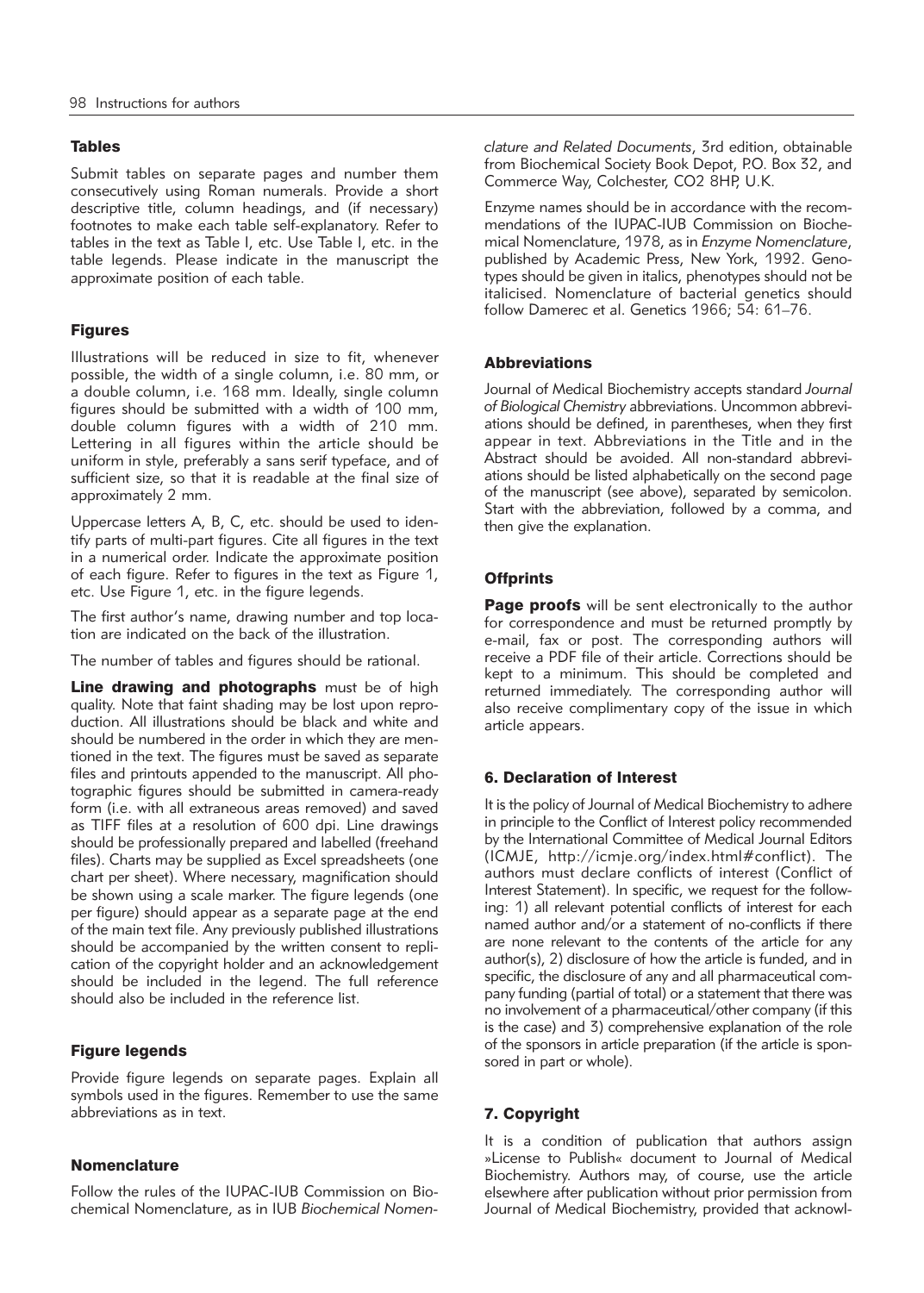### Tables

Submit tables on separate pages and number them consecutively using Roman numerals. Provide a short descriptive title, column headings, and (if necessary) footnotes to make each table self-explanatory. Refer to tables in the text as Table I, etc. Use Table I, etc. in the table legends. Please indicate in the manuscript the approximate position of each table.

### Figures

Illustrations will be reduced in size to fit, whenever possible, the width of a single column, i.e. 80 mm, or a double column, i.e. 168 mm. Ideally, single column figures should be submitted with a width of 100 mm, double column figures with a width of 210 mm. Lettering in all figures within the article should be uniform in style, preferably a sans serif typeface, and of sufficient size, so that it is readable at the final size of approximately 2 mm.

Uppercase letters A, B, C, etc. should be used to identify parts of multi-part figures. Cite all figures in the text in a numerical order. Indicate the approximate position of each figure. Refer to figures in the text as Figure 1, etc. Use Figure 1, etc. in the figure legends.

The first author's name, drawing number and top location are indicated on the back of the illustration.

The number of tables and figures should be rational.

**Line drawing and photographs** must be of high quality. Note that faint shading may be lost upon reproduction. All illustrations should be black and white and should be numbered in the order in which they are mentioned in the text. The figures must be saved as separate files and printouts appended to the manuscript. All photographic figures should be submitted in camera-ready form (i.e. with all extraneous areas removed) and saved as TIFF files at a resolution of 600 dpi. Line drawings should be professionally prepared and labelled (freehand files). Charts may be supplied as Excel spreadsheets (one chart per sheet). Where necessary, magnification should be shown using a scale marker. The figure legends (one per figure) should appear as a separate page at the end of the main text file. Any previously published illustrations should be accompanied by the written consent to replication of the copyright holder and an acknowledgement should be included in the legend. The full reference should also be included in the reference list.

### Figure legends

Provide figure legends on separate pages. Explain all symbols used in the figures. Remember to use the same abbreviations as in text.

### Nomenclature

Follow the rules of the IUPAC-IUB Commission on Biochemical Nomenclature, as in IUB *Biochemical Nomenclature and Related Documents*, 3rd edition, obtainable from Biochemical Society Book Depot, P.O. Box 32, and Commerce Way, Colchester, CO2 8HP, U.K.

Enzyme names should be in accordance with the recommendations of the IUPAC-IUB Commission on Biochemical Nomenclature, 1978, as in *Enzyme Nomenclature*, published by Academic Press, New York, 1992. Genotypes should be given in italics, phenotypes should not be italicised. Nomenclature of bacterial genetics should follow Damerec et al. Genetics 1966; 54: 61–76.

### Abbreviations

Journal of Medical Biochemistry accepts standard *Journal of Biological Chemistry* abbreviations. Uncommon abbreviations should be defined, in parentheses, when they first appear in text. Abbreviations in the Title and in the Abstract should be avoided. All non-standard abbreviations should be listed alphabetically on the second page of the manuscript (see above), separated by semicolon. Start with the abbreviation, followed by a comma, and then give the explanation.

### Offprints

**Page proofs** will be sent electronically to the author for correspondence and must be returned promptly by e-mail, fax or post. The corresponding authors will receive a PDF file of their article. Corrections should be kept to a minimum. This should be completed and returned immediately. The corresponding author will also receive complimentary copy of the issue in which article appears.

### 6. Declaration of Interest

It is the policy of Journal of Medical Biochemistry to adhere in principle to the Conflict of Interest policy recommended by the International Committee of Medical Journal Editors (ICMJE, http://icmje.org/index.html#conflict). The authors must declare conflicts of interest (Conflict of Interest Statement). In specific, we request for the following: 1) all relevant potential conflicts of interest for each named author and/or a statement of no-conflicts if there are none relevant to the contents of the article for any author(s), 2) disclosure of how the article is funded, and in specific, the disclosure of any and all pharmaceutical company funding (partial of total) or a statement that there was no involvement of a pharmaceutical/other company (if this is the case) and 3) comprehensive explanation of the role of the sponsors in article preparation (if the article is sponsored in part or whole).

### 7. Copyright

It is a condition of publication that authors assign »License to Publish« document to Journal of Medical Biochemistry. Authors may, of course, use the article elsewhere after publication without prior permission from Journal of Medical Biochemistry, provided that acknowl-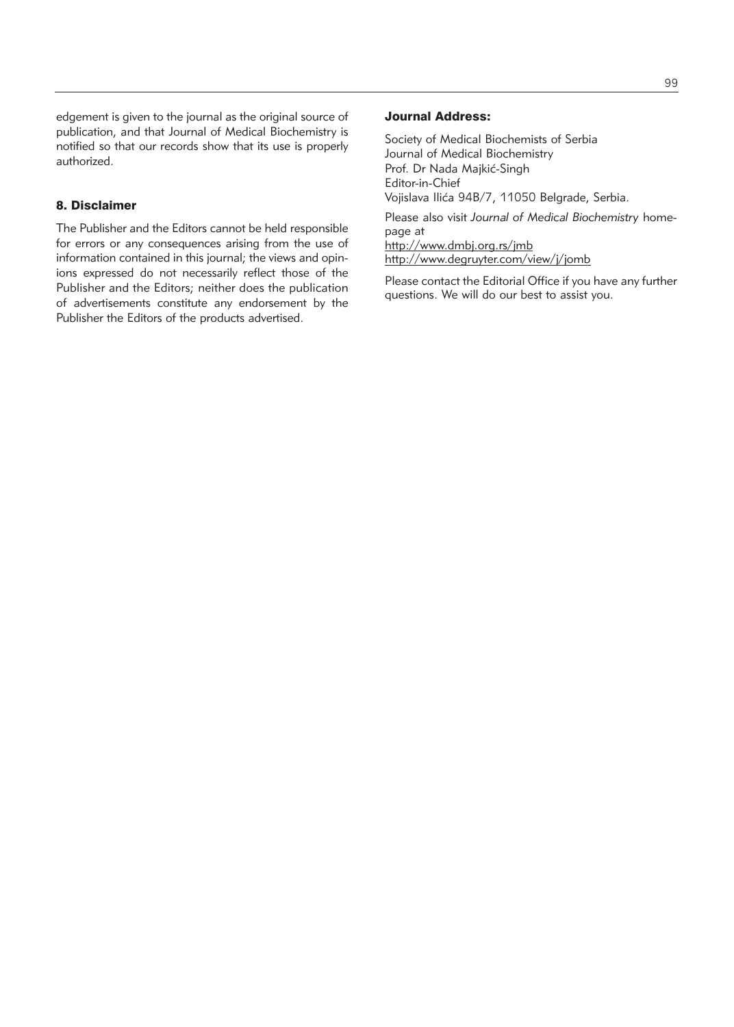edgement is given to the journal as the original source of publication, and that Journal of Medical Biochemistry is notified so that our records show that its use is properly authorized.

## 8. Disclaimer

The Publisher and the Editors cannot be held responsible for errors or any consequences arising from the use of information contained in this journal; the views and opinions expressed do not necessarily reflect those of the Publisher and the Editors; neither does the publication of advertisements constitute any endorsement by the Publisher the Editors of the products advertised.

## Journal Address:

Society of Medical Biochemists of Serbia
Journal of Medical Biochemistry
Prof. Dr Nada Majkić-Singh
Editor-in-Chief
Vojislava Ilića 94B/7, 11050 Belgrade, Serbia.

Please also visit *Journal of Medical Biochemistry* homepage at
http://www.dmbj.org.rs/jmb
http://www.degruyter.com/view/j/jomb

Please contact the Editorial Office if you have any further questions. We will do our best to assist you.